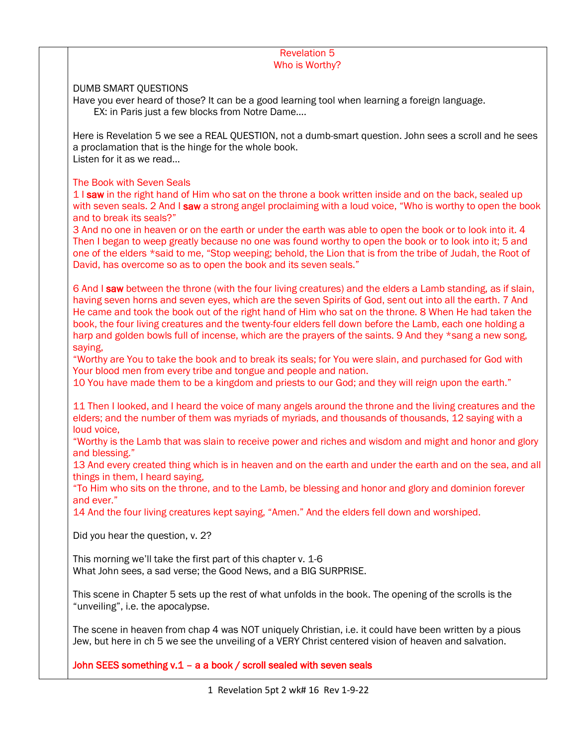## Revelation 5
## Who is Worthy?

DUMB SMART QUESTIONS

Have you ever heard of those? It can be a good learning tool when learning a foreign language.

EX: in Paris just a few blocks from Notre Dame….

Here is Revelation 5 we see a REAL QUESTION, not a dumb-smart question. John sees a scroll and he sees a proclamation that is the hinge for the whole book.

Listen for it as we read…

### The Book with Seven Seals

1 I **saw** in the right hand of Him who sat on the throne a book written inside and on the back, sealed up with seven seals. 2 And I **saw** a strong angel proclaiming with a loud voice, "Who is worthy to open the book and to break its seals?"

3 And no one in heaven or on the earth or under the earth was able to open the book or to look into it. 4 Then I began to weep greatly because no one was found worthy to open the book or to look into it; 5 and one of the elders *said to me, "Stop weeping; behold, the Lion that is from the tribe of Judah, the Root of David, has overcome so as to open the book and its seven seals."

6 And I **saw** between the throne (with the four living creatures) and the elders a Lamb standing, as if slain, having seven horns and seven eyes, which are the seven Spirits of God, sent out into all the earth. 7 And He came and took the book out of the right hand of Him who sat on the throne. 8 When He had taken the book, the four living creatures and the twenty-four elders fell down before the Lamb, each one holding a harp and golden bowls full of incense, which are the prayers of the saints. 9 And they *sang a new song, saying,

"Worthy are You to take the book and to break its seals; for You were slain, and purchased for God with Your blood men from every tribe and tongue and people and nation.

10 You have made them to be a kingdom and priests to our God; and they will reign upon the earth."

11 Then I looked, and I heard the voice of many angels around the throne and the living creatures and the elders; and the number of them was myriads of myriads, and thousands of thousands, 12 saying with a loud voice,

"Worthy is the Lamb that was slain to receive power and riches and wisdom and might and honor and glory and blessing."

13 And every created thing which is in heaven and on the earth and under the earth and on the sea, and all things in them, I heard saying,

"To Him who sits on the throne, and to the Lamb, be blessing and honor and glory and dominion forever and ever."

14 And the four living creatures kept saying, "Amen." And the elders fell down and worshiped.

Did you hear the question, v. 2?

This morning we'll take the first part of this chapter v. 1-6

What John sees, a sad verse; the Good News, and a BIG SURPRISE.

This scene in Chapter 5 sets up the rest of what unfolds in the book. The opening of the scrolls is the "unveiling", i.e. the apocalypse.

The scene in heaven from chap 4 was NOT uniquely Christian, i.e. it could have been written by a pious Jew, but here in ch 5 we see the unveiling of a VERY Christ centered vision of heaven and salvation.

**John SEES something v.1 – a a book / scroll sealed with seven seals**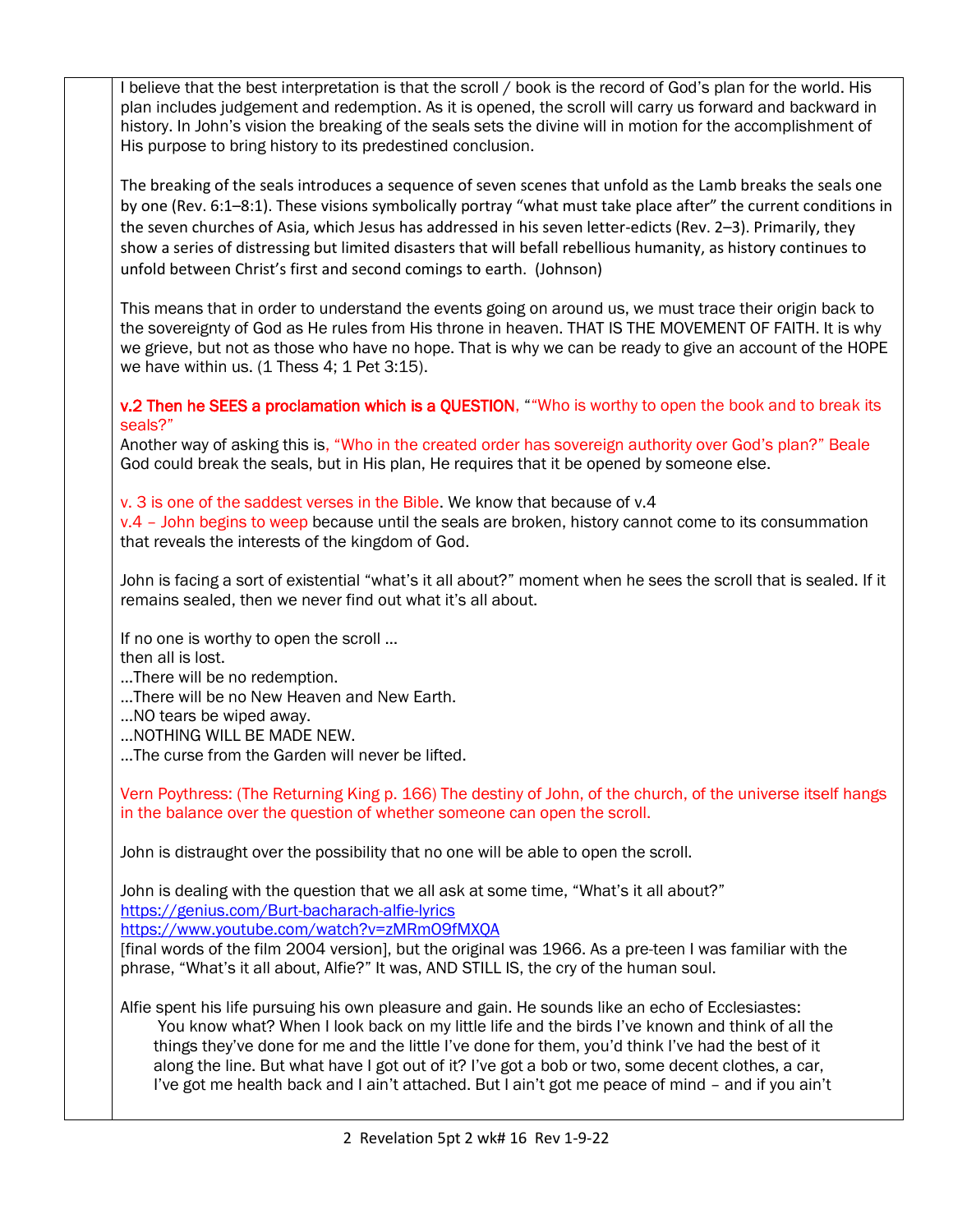I believe that the best interpretation is that the scroll / book is the record of God's plan for the world. His plan includes judgement and redemption. As it is opened, the scroll will carry us forward and backward in history. In John's vision the breaking of the seals sets the divine will in motion for the accomplishment of His purpose to bring history to its predestined conclusion.

The breaking of the seals introduces a sequence of seven scenes that unfold as the Lamb breaks the seals one by one (Rev. 6:1–8:1). These visions symbolically portray "what must take place after" the current conditions in the seven churches of Asia, which Jesus has addressed in his seven letter-edicts (Rev. 2–3). Primarily, they show a series of distressing but limited disasters that will befall rebellious humanity, as history continues to unfold between Christ's first and second comings to earth. (Johnson)

This means that in order to understand the events going on around us, we must trace their origin back to the sovereignty of God as He rules from His throne in heaven. THAT IS THE MOVEMENT OF FAITH. It is why we grieve, but not as those who have no hope. That is why we can be ready to give an account of the HOPE we have within us. (1 Thess 4; 1 Pet 3:15).

**v.2 Then he SEES a proclamation which is a QUESTION**, ""Who is worthy to open the book and to break its seals?"
Another way of asking this is, "Who in the created order has sovereign authority over God's plan?" Beale
God could break the seals, but in His plan, He requires that it be opened by someone else.

v. 3 is one of the saddest verses in the Bible. We know that because of v.4
v.4 – John begins to weep because until the seals are broken, history cannot come to its consummation that reveals the interests of the kingdom of God.

John is facing a sort of existential "what's it all about?" moment when he sees the scroll that is sealed. If it remains sealed, then we never find out what it's all about.

If no one is worthy to open the scroll …
then all is lost.
…There will be no redemption.
…There will be no New Heaven and New Earth.
…NO tears be wiped away.
…NOTHING WILL BE MADE NEW.
…The curse from the Garden will never be lifted.

Vern Poythress: (The Returning King p. 166) The destiny of John, of the church, of the universe itself hangs in the balance over the question of whether someone can open the scroll.

John is distraught over the possibility that no one will be able to open the scroll.

John is dealing with the question that we all ask at some time, "What's it all about?"
https://genius.com/Burt-bacharach-alfie-lyrics
https://www.youtube.com/watch?v=zMRmO9fMXQA
[final words of the film 2004 version], but the original was 1966. As a pre-teen I was familiar with the phrase, "What's it all about, Alfie?" It was, AND STILL IS, the cry of the human soul.

Alfie spent his life pursuing his own pleasure and gain. He sounds like an echo of Ecclesiastes:

> You know what? When I look back on my little life and the birds I've known and think of all the things they've done for me and the little I've done for them, you'd think I've had the best of it along the line. But what have I got out of it? I've got a bob or two, some decent clothes, a car, I've got me health back and I ain't attached. But I ain't got me peace of mind – and if you ain't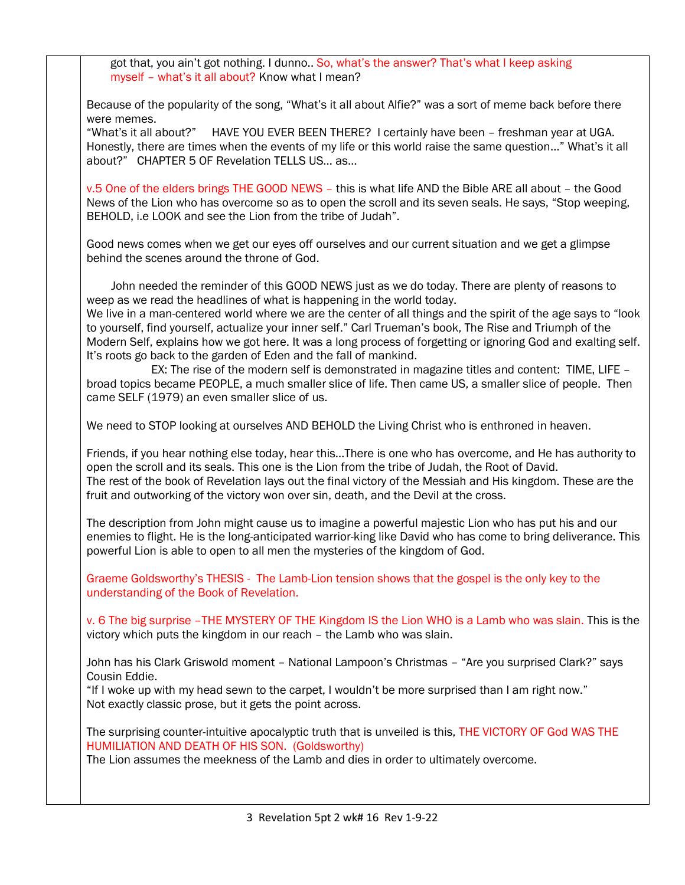got that, you ain't got nothing. I dunno.. So, what's the answer? That's what I keep asking myself – what's it all about? Know what I mean?

Because of the popularity of the song, "What's it all about Alfie?" was a sort of meme back before there were memes.
"What's it all about?"   HAVE YOU EVER BEEN THERE?  I certainly have been – freshman year at UGA. Honestly, there are times when the events of my life or this world raise the same question…" What's it all about?"  CHAPTER 5 OF Revelation TELLS US… as…

v.5 One of the elders brings THE GOOD NEWS – this is what life AND the Bible ARE all about – the Good News of the Lion who has overcome so as to open the scroll and its seven seals. He says, "Stop weeping, BEHOLD, i.e LOOK and see the Lion from the tribe of Judah".

Good news comes when we get our eyes off ourselves and our current situation and we get a glimpse behind the scenes around the throne of God.

John needed the reminder of this GOOD NEWS just as we do today. There are plenty of reasons to weep as we read the headlines of what is happening in the world today.
We live in a man-centered world where we are the center of all things and the spirit of the age says to "look to yourself, find yourself, actualize your inner self." Carl Trueman's book, The Rise and Triumph of the Modern Self, explains how we got here. It was a long process of forgetting or ignoring God and exalting self. It's roots go back to the garden of Eden and the fall of mankind.
EX: The rise of the modern self is demonstrated in magazine titles and content:  TIME, LIFE – broad topics became PEOPLE, a much smaller slice of life. Then came US, a smaller slice of people.  Then came SELF (1979) an even smaller slice of us.

We need to STOP looking at ourselves AND BEHOLD the Living Christ who is enthroned in heaven.

Friends, if you hear nothing else today, hear this…There is one who has overcome, and He has authority to open the scroll and its seals. This one is the Lion from the tribe of Judah, the Root of David.
The rest of the book of Revelation lays out the final victory of the Messiah and His kingdom. These are the fruit and outworking of the victory won over sin, death, and the Devil at the cross.

The description from John might cause us to imagine a powerful majestic Lion who has put his and our enemies to flight. He is the long-anticipated warrior-king like David who has come to bring deliverance. This powerful Lion is able to open to all men the mysteries of the kingdom of God.

Graeme Goldsworthy's THESIS -  The Lamb-Lion tension shows that the gospel is the only key to the understanding of the Book of Revelation.

v. 6 The big surprise –THE MYSTERY OF THE Kingdom IS the Lion WHO is a Lamb who was slain. This is the victory which puts the kingdom in our reach – the Lamb who was slain.

John has his Clark Griswold moment – National Lampoon's Christmas – "Are you surprised Clark?" says Cousin Eddie.
"If I woke up with my head sewn to the carpet, I wouldn't be more surprised than I am right now."
Not exactly classic prose, but it gets the point across.

The surprising counter-intuitive apocalyptic truth that is unveiled is this, THE VICTORY OF God WAS THE HUMILIATION AND DEATH OF HIS SON.  (Goldsworthy)
The Lion assumes the meekness of the Lamb and dies in order to ultimately overcome.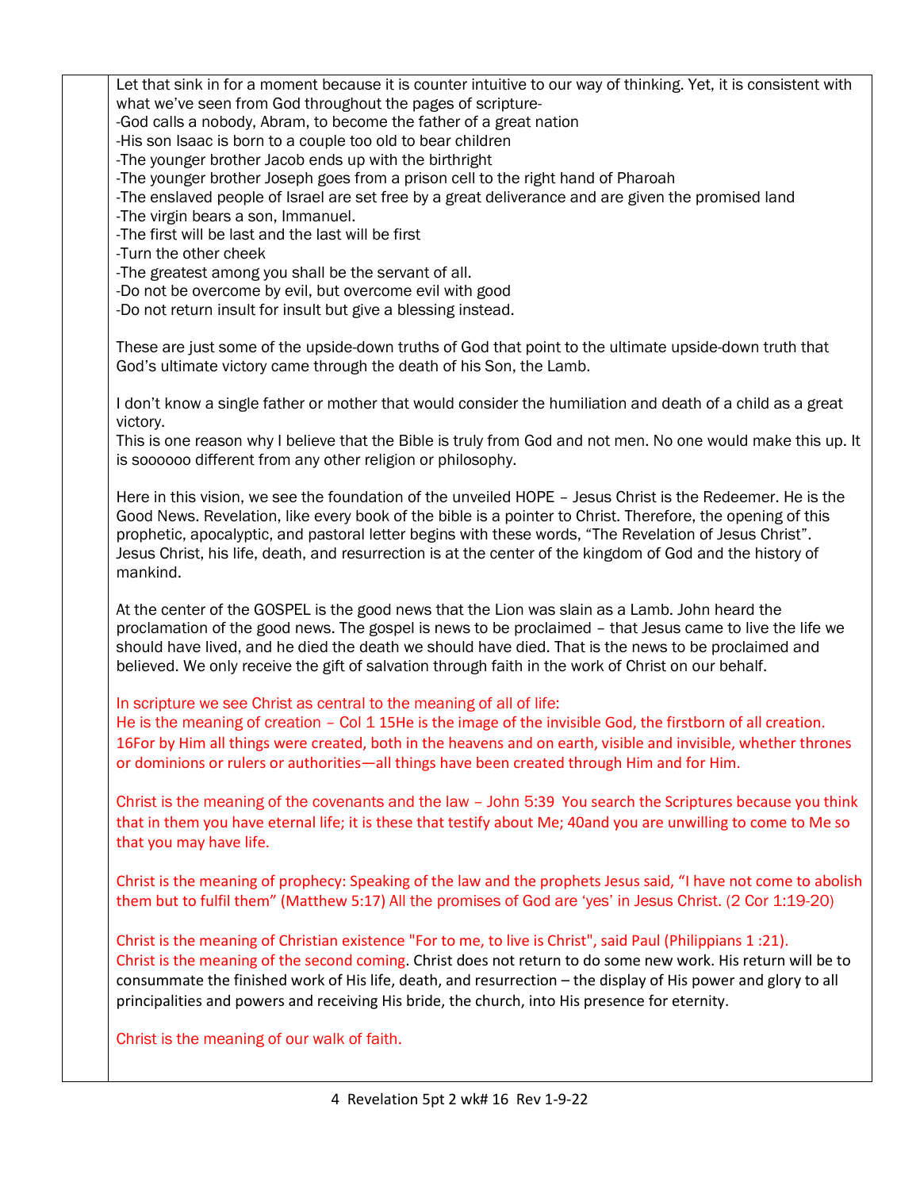Let that sink in for a moment because it is counter intuitive to our way of thinking. Yet, it is consistent with what we've seen from God throughout the pages of scripture-

-God calls a nobody, Abram, to become the father of a great nation
-His son Isaac is born to a couple too old to bear children
-The younger brother Jacob ends up with the birthright
-The younger brother Joseph goes from a prison cell to the right hand of Pharoah
-The enslaved people of Israel are set free by a great deliverance and are given the promised land
-The virgin bears a son, Immanuel.
-The first will be last and the last will be first
-Turn the other cheek
-The greatest among you shall be the servant of all.
-Do not be overcome by evil, but overcome evil with good
-Do not return insult for insult but give a blessing instead.

These are just some of the upside-down truths of God that point to the ultimate upside-down truth that God's ultimate victory came through the death of his Son, the Lamb.

I don't know a single father or mother that would consider the humiliation and death of a child as a great victory.
This is one reason why I believe that the Bible is truly from God and not men. No one would make this up. It is soooooo different from any other religion or philosophy.

Here in this vision, we see the foundation of the unveiled HOPE – Jesus Christ is the Redeemer. He is the Good News. Revelation, like every book of the bible is a pointer to Christ. Therefore, the opening of this prophetic, apocalyptic, and pastoral letter begins with these words, "The Revelation of Jesus Christ". Jesus Christ, his life, death, and resurrection is at the center of the kingdom of God and the history of mankind.

At the center of the GOSPEL is the good news that the Lion was slain as a Lamb. John heard the proclamation of the good news. The gospel is news to be proclaimed – that Jesus came to live the life we should have lived, and he died the death we should have died. That is the news to be proclaimed and believed. We only receive the gift of salvation through faith in the work of Christ on our behalf.

In scripture we see Christ as central to the meaning of all of life:
He is the meaning of creation – Col 1 15He is the image of the invisible God, the firstborn of all creation. 16For by Him all things were created, both in the heavens and on earth, visible and invisible, whether thrones or dominions or rulers or authorities—all things have been created through Him and for Him.

Christ is the meaning of the covenants and the law – John 5:39 You search the Scriptures because you think that in them you have eternal life; it is these that testify about Me; 40and you are unwilling to come to Me so that you may have life.

Christ is the meaning of prophecy: Speaking of the law and the prophets Jesus said, "I have not come to abolish them but to fulfil them" (Matthew 5:17) All the promises of God are 'yes' in Jesus Christ. (2 Cor 1:19-20)

Christ is the meaning of Christian existence "For to me, to live is Christ", said Paul (Philippians 1 :21).
Christ is the meaning of the second coming. Christ does not return to do some new work. His return will be to consummate the finished work of His life, death, and resurrection – the display of His power and glory to all principalities and powers and receiving His bride, the church, into His presence for eternity.

Christ is the meaning of our walk of faith.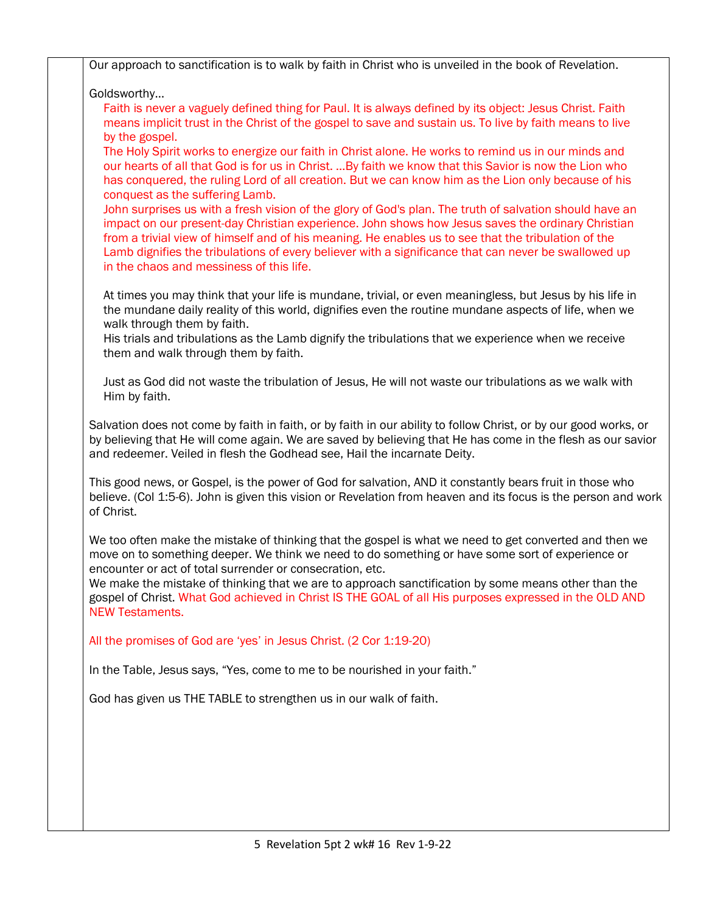Our approach to sanctification is to walk by faith in Christ who is unveiled in the book of Revelation.

Goldsworthy…

> Faith is never a vaguely defined thing for Paul. It is always defined by its object: Jesus Christ. Faith means implicit trust in the Christ of the gospel to save and sustain us. To live by faith means to live by the gospel.
> The Holy Spirit works to energize our faith in Christ alone. He works to remind us in our minds and our hearts of all that God is for us in Christ. …By faith we know that this Savior is now the Lion who has conquered, the ruling Lord of all creation. But we can know him as the Lion only because of his conquest as the suffering Lamb.
> John surprises us with a fresh vision of the glory of God's plan. The truth of salvation should have an impact on our present-day Christian experience. John shows how Jesus saves the ordinary Christian from a trivial view of himself and of his meaning. He enables us to see that the tribulation of the Lamb dignifies the tribulations of every believer with a significance that can never be swallowed up in the chaos and messiness of this life.

At times you may think that your life is mundane, trivial, or even meaningless, but Jesus by his life in the mundane daily reality of this world, dignifies even the routine mundane aspects of life, when we walk through them by faith.
His trials and tribulations as the Lamb dignify the tribulations that we experience when we receive them and walk through them by faith.

Just as God did not waste the tribulation of Jesus, He will not waste our tribulations as we walk with Him by faith.

Salvation does not come by faith in faith, or by faith in our ability to follow Christ, or by our good works, or by believing that He will come again. We are saved by believing that He has come in the flesh as our savior and redeemer. Veiled in flesh the Godhead see, Hail the incarnate Deity.

This good news, or Gospel, is the power of God for salvation, AND it constantly bears fruit in those who believe. (Col 1:5-6). John is given this vision or Revelation from heaven and its focus is the person and work of Christ.

We too often make the mistake of thinking that the gospel is what we need to get converted and then we move on to something deeper. We think we need to do something or have some sort of experience or encounter or act of total surrender or consecration, etc.
We make the mistake of thinking that we are to approach sanctification by some means other than the gospel of Christ. What God achieved in Christ IS THE GOAL of all His purposes expressed in the OLD AND NEW Testaments.

All the promises of God are 'yes' in Jesus Christ. (2 Cor 1:19-20)

In the Table, Jesus says, "Yes, come to me to be nourished in your faith."

God has given us THE TABLE to strengthen us in our walk of faith.